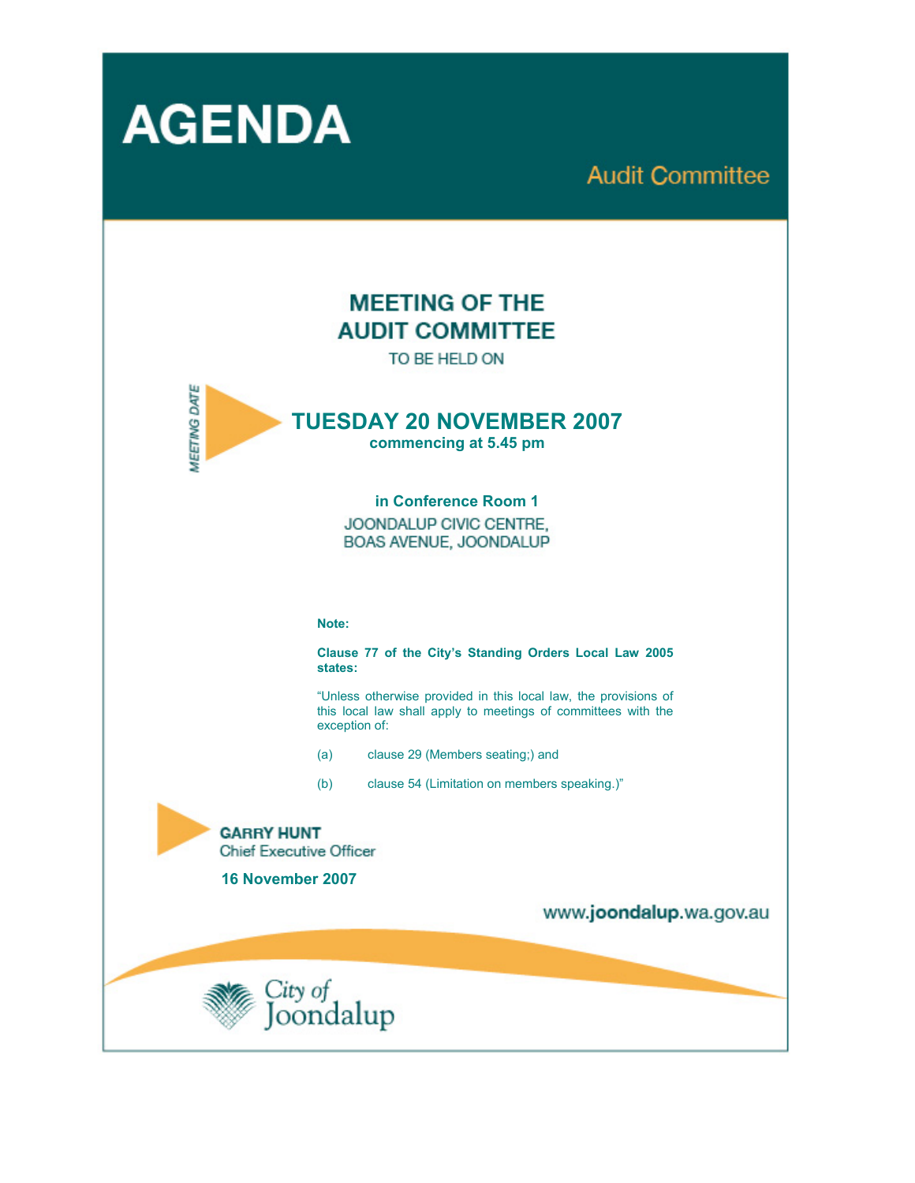# AGENDA

## Audit Committee

## MEETING OF THE AUDIT COMMITTEE

TO BE HELD ON

MEETING DATE

**TUESDAY 20 NOVEMBER 2007**
**commencing at 5.45 pm**

**in Conference Room 1**
JOONDALUP CIVIC CENTRE,
BOAS AVENUE, JOONDALUP

**Note:**

**Clause 77 of the City's Standing Orders Local Law 2005 states:**

"Unless otherwise provided in this local law, the provisions of this local law shall apply to meetings of committees with the exception of:

(a) clause 29 (Members seating;) and

(b) clause 54 (Limitation on members speaking.)"

**GARRY HUNT**
Chief Executive Officer

**16 November 2007**

www.joondalup.wa.gov.au

City of Joondalup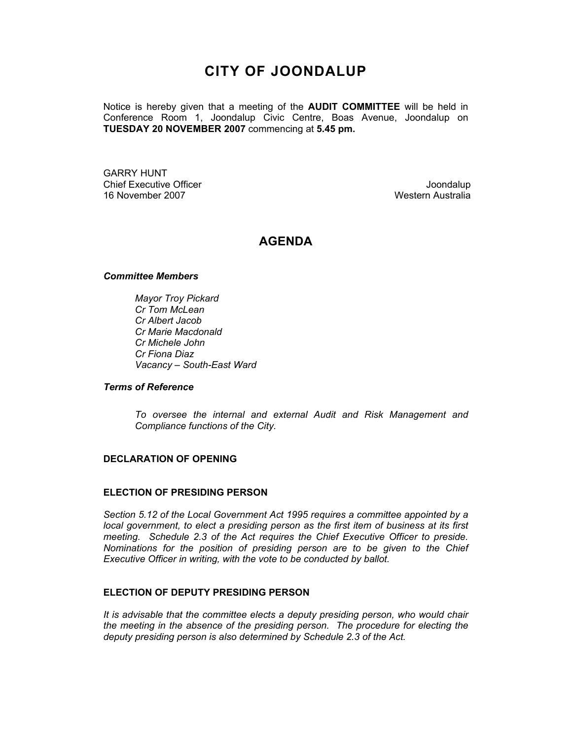# CITY OF JOONDALUP

Notice is hereby given that a meeting of the **AUDIT COMMITTEE** will be held in Conference Room 1, Joondalup Civic Centre, Boas Avenue, Joondalup on **TUESDAY 20 NOVEMBER 2007** commencing at **5.45 pm.**

GARRY HUNT
Chief Executive Officer
16 November 2007

Joondalup
Western Australia

## AGENDA

***Committee Members***

*Mayor Troy Pickard*
*Cr Tom McLean*
*Cr Albert Jacob*
*Cr Marie Macdonald*
*Cr Michele John*
*Cr Fiona Diaz*
*Vacancy – South-East Ward*

***Terms of Reference***

*To oversee the internal and external Audit and Risk Management and Compliance functions of the City.*

**DECLARATION OF OPENING**

**ELECTION OF PRESIDING PERSON**

*Section 5.12 of the Local Government Act 1995 requires a committee appointed by a local government, to elect a presiding person as the first item of business at its first meeting. Schedule 2.3 of the Act requires the Chief Executive Officer to preside. Nominations for the position of presiding person are to be given to the Chief Executive Officer in writing, with the vote to be conducted by ballot.*

**ELECTION OF DEPUTY PRESIDING PERSON**

*It is advisable that the committee elects a deputy presiding person, who would chair the meeting in the absence of the presiding person. The procedure for electing the deputy presiding person is also determined by Schedule 2.3 of the Act.*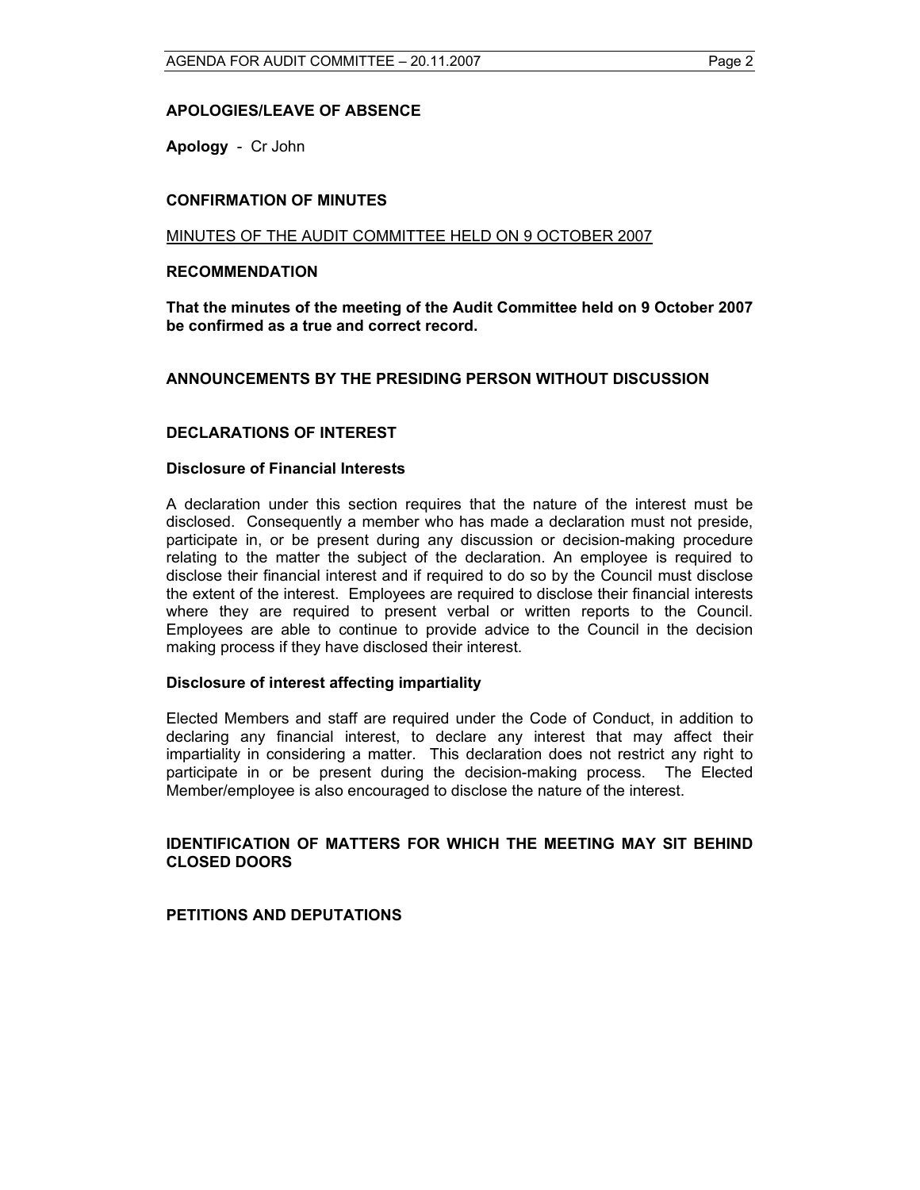## APOLOGIES/LEAVE OF ABSENCE

**Apology** - Cr John

## CONFIRMATION OF MINUTES

MINUTES OF THE AUDIT COMMITTEE HELD ON 9 OCTOBER 2007

### RECOMMENDATION

**That the minutes of the meeting of the Audit Committee held on 9 October 2007 be confirmed as a true and correct record.**

## ANNOUNCEMENTS BY THE PRESIDING PERSON WITHOUT DISCUSSION

## DECLARATIONS OF INTEREST

### Disclosure of Financial Interests

A declaration under this section requires that the nature of the interest must be disclosed. Consequently a member who has made a declaration must not preside, participate in, or be present during any discussion or decision-making procedure relating to the matter the subject of the declaration. An employee is required to disclose their financial interest and if required to do so by the Council must disclose the extent of the interest. Employees are required to disclose their financial interests where they are required to present verbal or written reports to the Council. Employees are able to continue to provide advice to the Council in the decision making process if they have disclosed their interest.

### Disclosure of interest affecting impartiality

Elected Members and staff are required under the Code of Conduct, in addition to declaring any financial interest, to declare any interest that may affect their impartiality in considering a matter. This declaration does not restrict any right to participate in or be present during the decision-making process. The Elected Member/employee is also encouraged to disclose the nature of the interest.

## IDENTIFICATION OF MATTERS FOR WHICH THE MEETING MAY SIT BEHIND CLOSED DOORS

## PETITIONS AND DEPUTATIONS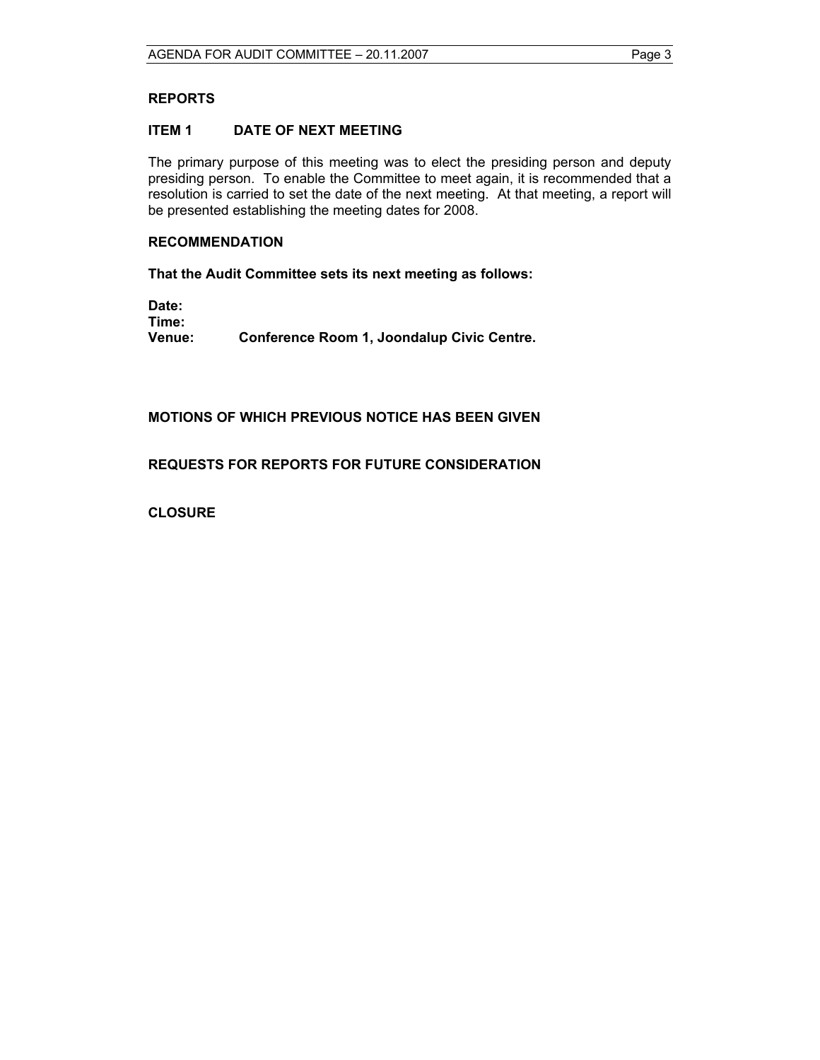## REPORTS

### ITEM 1 DATE OF NEXT MEETING

The primary purpose of this meeting was to elect the presiding person and deputy presiding person. To enable the Committee to meet again, it is recommended that a resolution is carried to set the date of the next meeting. At that meeting, a report will be presented establishing the meeting dates for 2008.

### RECOMMENDATION

**That the Audit Committee sets its next meeting as follows:**

**Date:**
**Time:**
**Venue: Conference Room 1, Joondalup Civic Centre.**

## MOTIONS OF WHICH PREVIOUS NOTICE HAS BEEN GIVEN

## REQUESTS FOR REPORTS FOR FUTURE CONSIDERATION

## CLOSURE